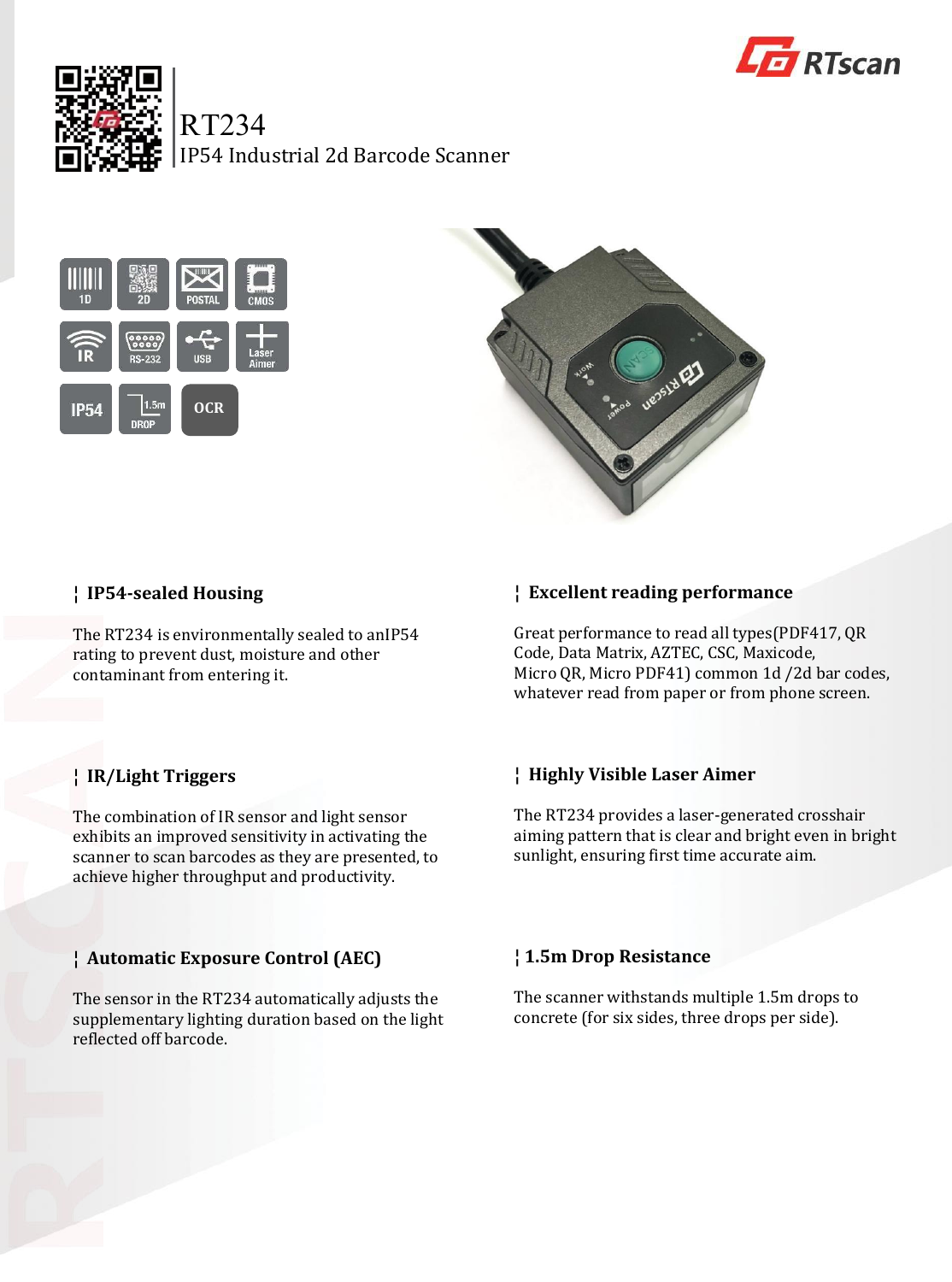# RT234

IP54 Industrial 2d Barcode Scanner

## IP54-sealed Housing

The RT234 is environmentally sealed to anIP54 rating to prevent dust, moisture and other contaminant from entering it.

## Excellent reading performance

Great performance to read all types(PDF417, QR Code, Data Matrix, AZTEC, CSC, Maxicode, Micro QR, Micro PDF41) common 1d /2d bar codes, whatever read from paper or from phone screen.

## IR/Light Triggers

The combination of IR sensor and light sensor exhibits an improved sensitivity in activating the scanner to scan barcodes as they are presented, to achieve higher throughput and productivity.

## Highly Visible Laser Aimer

The RT234 provides a laser-generated crosshair aiming pattern that is clear and bright even in bright sunlight, ensuring first time accurate aim.

## Automatic Exposure Control (AEC)

The sensor in the RT234 automatically adjusts the supplementary lighting duration based on the light reflected off barcode.

## 1.5m Drop Resistance

The scanner withstands multiple 1.5m drops to concrete (for six sides, three drops per side).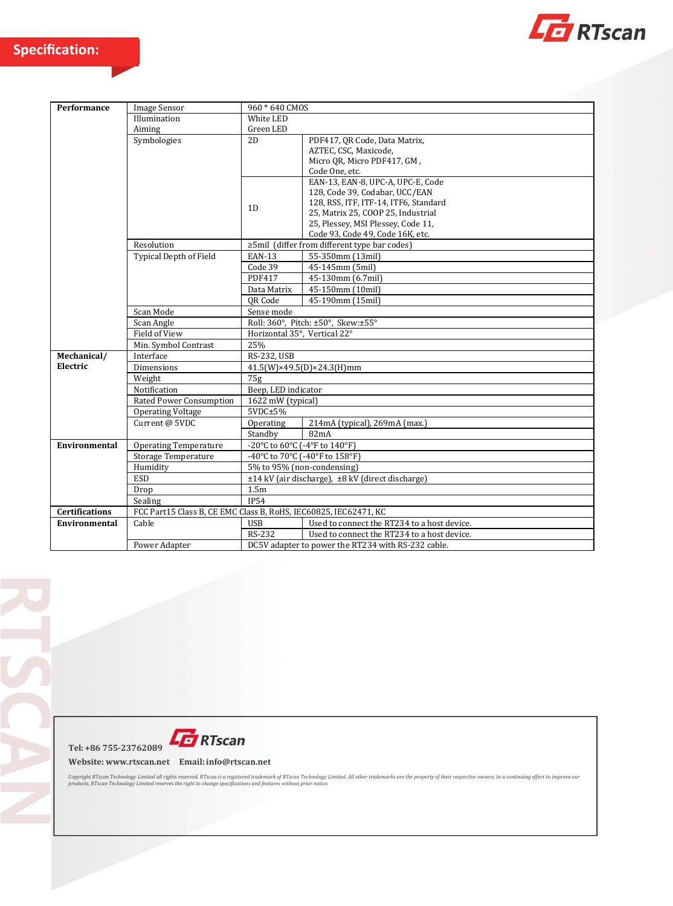## Specification:

| | | | |
|---|---|---|---|
| **Performance** | Image Sensor | 960 * 640 CMOS | |
| | Illumination | White LED | |
| | Aiming | Green LED | |
| | Symbologies | 2D | PDF417, QR Code, Data Matrix, AZTEC, CSC, Maxicode, Micro QR, Micro PDF417, GM , Code One, etc. |
| | | 1D | EAN-13, EAN-8, UPC-A, UPC-E, Code 128, Code 39, Codabar, UCC/EAN 128, RSS, ITF, ITF-14, ITF6, Standard 25, Matrix 25, COOP 25, Industrial 25, Plessey, MSI Plessey, Code 11, Code 93, Code 49, Code 16K, etc. |
| | Resolution | ≥5mil (differ from different type bar codes) | |
| | Typical Depth of Field | EAN-13 | 55-350mm (13mil) |
| | | Code 39 | 45-145mm (5mil) |
| | | PDF417 | 45-130mm (6.7mil) |
| | | Data Matrix | 45-150mm (10mil) |
| | | QR Code | 45-190mm (15mil) |
| | Scan Mode | Sense mode | |
| | Scan Angle | Roll: 360°, Pitch: ±50°, Skew:±55° | |
| | Field of View | Horizontal 35°, Vertical 22° | |
| | Min. Symbol Contrast | 25% | |
| **Mechanical/ Electric** | Interface | RS-232, USB | |
| | Dimensions | 41.5(W)×49.5(D)×24.3(H)mm | |
| | Weight | 75g | |
| | Notification | Beep, LED indicator | |
| | Rated Power Consumption | 1622 mW (typical) | |
| | Operating Voltage | 5VDC±5% | |
| | Current @ 5VDC | Operating | 214mA (typical), 269mA (max.) |
| | | Standby | 82mA |
| **Environmental** | Operating Temperature | -20°C to 60°C (-4°F to 140°F) | |
| | Storage Temperature | -40°C to 70°C (-40°F to 158°F) | |
| | Humidity | 5% to 95% (non-condensing) | |
| | ESD | ±14 kV (air discharge), ±8 kV (direct discharge) | |
| | Drop | 1.5m | |
| | Sealing | IP54 | |
| **Certifications** | FCC Part15 Class B, CE EMC Class B, RoHS, IEC60825, IEC62471, KC | | |
| **Environmental** | Cable | USB | Used to connect the RT234 to a host device. |
| | | RS-232 | Used to connect the RT234 to a host device. |
| | Power Adapter | DC5V adapter to power the RT234 with RS-232 cable. | |

**Tel: +86 755-23762089**

**Website: www.rtscan.net Email: info@rtscan.net**

*Copyright RTscan Technology Limited all rights reserved. RTscan is a registered trademark of RTscan Technology Limited. All other trademarks are the property of their respective owners. In a continuing effort to improve our products, RTscan Technology Limited reserves the right to change specifications and features without prior notice.*